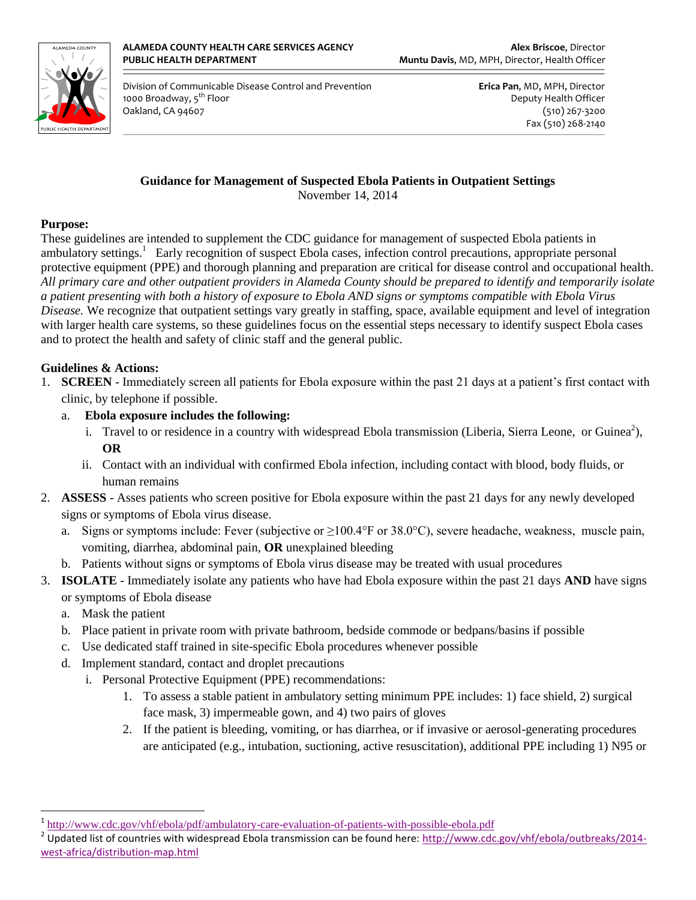**ALAMEDA COUNTY HEALTH CARE SERVICES AGENCY**
**PUBLIC HEALTH DEPARTMENT**

**Alex Briscoe**, Director
**Muntu Davis**, MD, MPH, Director, Health Officer

Division of Communicable Disease Control and Prevention
1000 Broadway, 5th Floor
Oakland, CA 94607

**Erica Pan**, MD, MPH, Director
Deputy Health Officer
(510) 267-3200
Fax (510) 268-2140

## Guidance for Management of Suspected Ebola Patients in Outpatient Settings

November 14, 2014

**Purpose:**

These guidelines are intended to supplement the CDC guidance for management of suspected Ebola patients in ambulatory settings.[1] Early recognition of suspect Ebola cases, infection control precautions, appropriate personal protective equipment (PPE) and thorough planning and preparation are critical for disease control and occupational health. *All primary care and other outpatient providers in Alameda County should be prepared to identify and temporarily isolate a patient presenting with both a history of exposure to Ebola AND signs or symptoms compatible with Ebola Virus Disease.* We recognize that outpatient settings vary greatly in staffing, space, available equipment and level of integration with larger health care systems, so these guidelines focus on the essential steps necessary to identify suspect Ebola cases and to protect the health and safety of clinic staff and the general public.

**Guidelines & Actions:**

1. **SCREEN** - Immediately screen all patients for Ebola exposure within the past 21 days at a patient's first contact with clinic, by telephone if possible.
   a. **Ebola exposure includes the following:**
      i. Travel to or residence in a country with widespread Ebola transmission (Liberia, Sierra Leone, or Guinea[2]), **OR**
      ii. Contact with an individual with confirmed Ebola infection, including contact with blood, body fluids, or human remains
2. **ASSESS** - Asses patients who screen positive for Ebola exposure within the past 21 days for any newly developed signs or symptoms of Ebola virus disease.
   a. Signs or symptoms include: Fever (subjective or ≥100.4°F or 38.0°C), severe headache, weakness, muscle pain, vomiting, diarrhea, abdominal pain, **OR** unexplained bleeding
   b. Patients without signs or symptoms of Ebola virus disease may be treated with usual procedures
3. **ISOLATE** - Immediately isolate any patients who have had Ebola exposure within the past 21 days **AND** have signs or symptoms of Ebola disease
   a. Mask the patient
   b. Place patient in private room with private bathroom, bedside commode or bedpans/basins if possible
   c. Use dedicated staff trained in site-specific Ebola procedures whenever possible
   d. Implement standard, contact and droplet precautions
      i. Personal Protective Equipment (PPE) recommendations:
         1. To assess a stable patient in ambulatory setting minimum PPE includes: 1) face shield, 2) surgical face mask, 3) impermeable gown, and 4) two pairs of gloves
         2. If the patient is bleeding, vomiting, or has diarrhea, or if invasive or aerosol-generating procedures are anticipated (e.g., intubation, suctioning, active resuscitation), additional PPE including 1) N95 or

[1] http://www.cdc.gov/vhf/ebola/pdf/ambulatory-care-evaluation-of-patients-with-possible-ebola.pdf

[2] Updated list of countries with widespread Ebola transmission can be found here: http://www.cdc.gov/vhf/ebola/outbreaks/2014-west-africa/distribution-map.html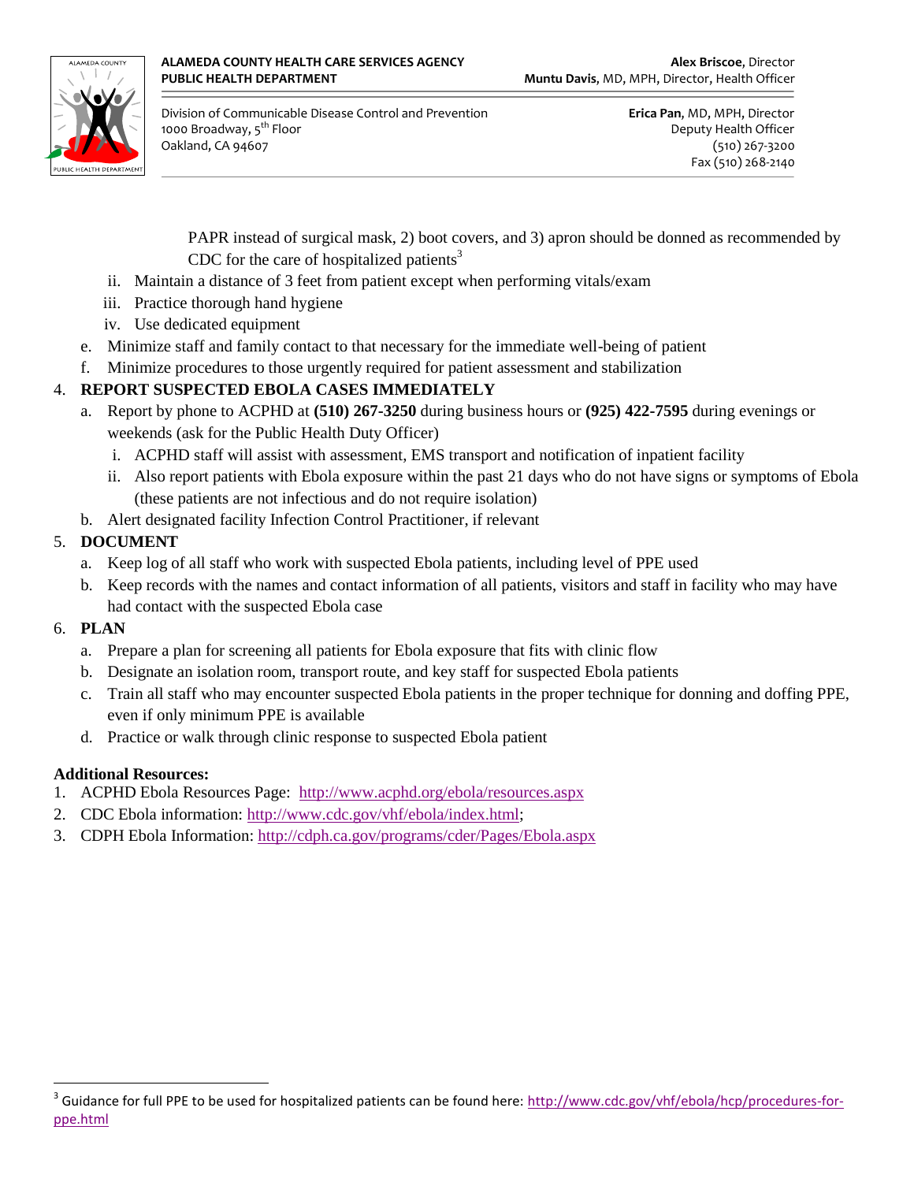PAPR instead of surgical mask, 2) boot covers, and 3) apron should be donned as recommended by CDC for the care of hospitalized patients[3]

   ii. Maintain a distance of 3 feet from patient except when performing vitals/exam
   iii. Practice thorough hand hygiene
   iv. Use dedicated equipment

e. Minimize staff and family contact to that necessary for the immediate well-being of patient
f. Minimize procedures to those urgently required for patient assessment and stabilization

4. **REPORT SUSPECTED EBOLA CASES IMMEDIATELY**
   a. Report by phone to ACPHD at **(510) 267-3250** during business hours or **(925) 422-7595** during evenings or weekends (ask for the Public Health Duty Officer)
      i. ACPHD staff will assist with assessment, EMS transport and notification of inpatient facility
      ii. Also report patients with Ebola exposure within the past 21 days who do not have signs or symptoms of Ebola (these patients are not infectious and do not require isolation)
   b. Alert designated facility Infection Control Practitioner, if relevant

5. **DOCUMENT**
   a. Keep log of all staff who work with suspected Ebola patients, including level of PPE used
   b. Keep records with the names and contact information of all patients, visitors and staff in facility who may have had contact with the suspected Ebola case

6. **PLAN**
   a. Prepare a plan for screening all patients for Ebola exposure that fits with clinic flow
   b. Designate an isolation room, transport route, and key staff for suspected Ebola patients
   c. Train all staff who may encounter suspected Ebola patients in the proper technique for donning and doffing PPE, even if only minimum PPE is available
   d. Practice or walk through clinic response to suspected Ebola patient

**Additional Resources:**

1. ACPHD Ebola Resources Page: http://www.acphd.org/ebola/resources.aspx
2. CDC Ebola information: http://www.cdc.gov/vhf/ebola/index.html;
3. CDPH Ebola Information: http://cdph.ca.gov/programs/cder/Pages/Ebola.aspx

---

[3] Guidance for full PPE to be used for hospitalized patients can be found here: http://www.cdc.gov/vhf/ebola/hcp/procedures-for-ppe.html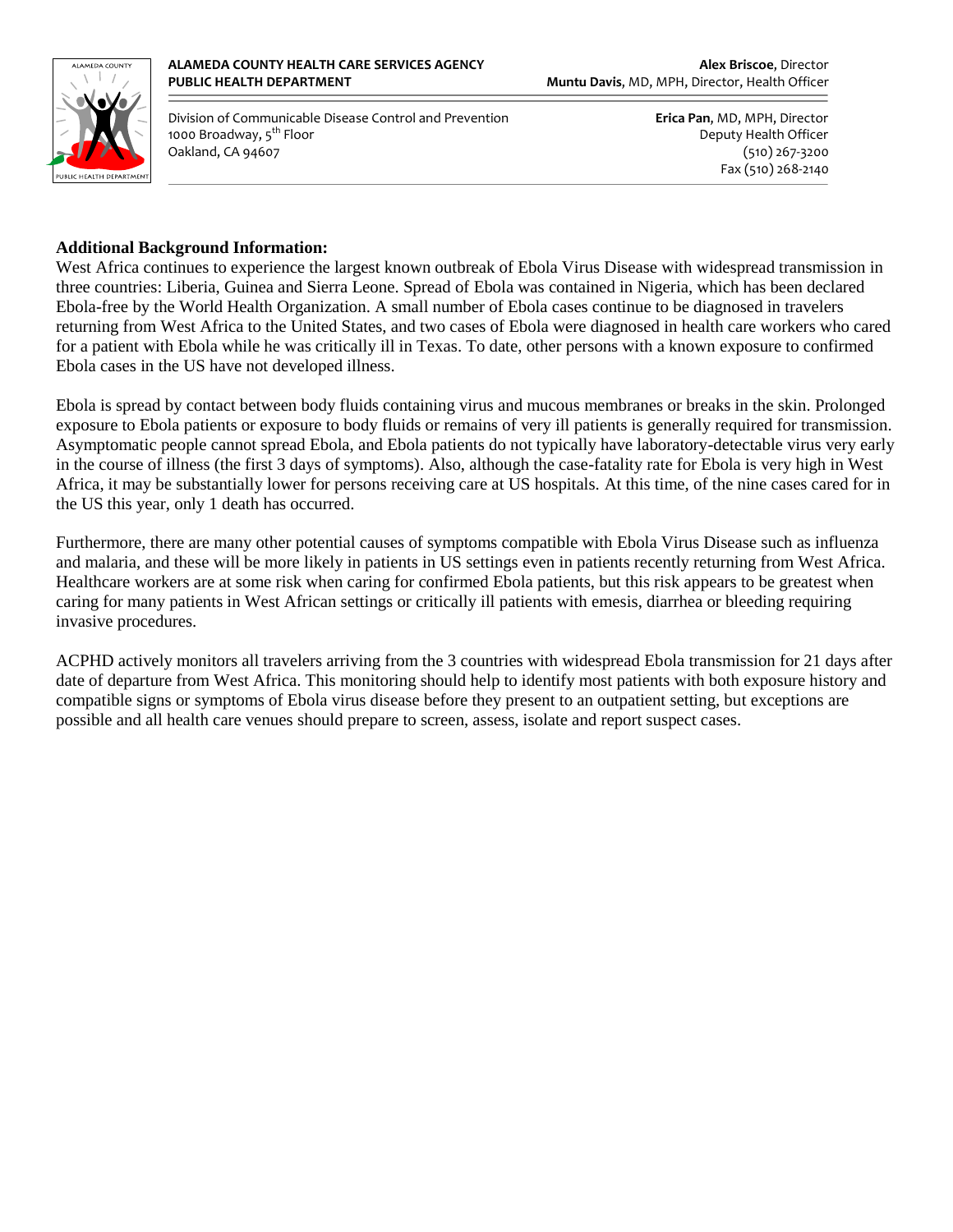**ALAMEDA COUNTY HEALTH CARE SERVICES AGENCY**
**PUBLIC HEALTH DEPARTMENT**

**Alex Briscoe**, Director
**Muntu Davis**, MD, MPH, Director, Health Officer

Division of Communicable Disease Control and Prevention
1000 Broadway, 5th Floor
Oakland, CA 94607

**Erica Pan**, MD, MPH, Director
Deputy Health Officer
(510) 267-3200
Fax (510) 268-2140

**Additional Background Information:**

West Africa continues to experience the largest known outbreak of Ebola Virus Disease with widespread transmission in three countries: Liberia, Guinea and Sierra Leone. Spread of Ebola was contained in Nigeria, which has been declared Ebola-free by the World Health Organization. A small number of Ebola cases continue to be diagnosed in travelers returning from West Africa to the United States, and two cases of Ebola were diagnosed in health care workers who cared for a patient with Ebola while he was critically ill in Texas. To date, other persons with a known exposure to confirmed Ebola cases in the US have not developed illness.

Ebola is spread by contact between body fluids containing virus and mucous membranes or breaks in the skin. Prolonged exposure to Ebola patients or exposure to body fluids or remains of very ill patients is generally required for transmission. Asymptomatic people cannot spread Ebola, and Ebola patients do not typically have laboratory-detectable virus very early in the course of illness (the first 3 days of symptoms). Also, although the case-fatality rate for Ebola is very high in West Africa, it may be substantially lower for persons receiving care at US hospitals. At this time, of the nine cases cared for in the US this year, only 1 death has occurred.

Furthermore, there are many other potential causes of symptoms compatible with Ebola Virus Disease such as influenza and malaria, and these will be more likely in patients in US settings even in patients recently returning from West Africa. Healthcare workers are at some risk when caring for confirmed Ebola patients, but this risk appears to be greatest when caring for many patients in West African settings or critically ill patients with emesis, diarrhea or bleeding requiring invasive procedures.

ACPHD actively monitors all travelers arriving from the 3 countries with widespread Ebola transmission for 21 days after date of departure from West Africa. This monitoring should help to identify most patients with both exposure history and compatible signs or symptoms of Ebola virus disease before they present to an outpatient setting, but exceptions are possible and all health care venues should prepare to screen, assess, isolate and report suspect cases.